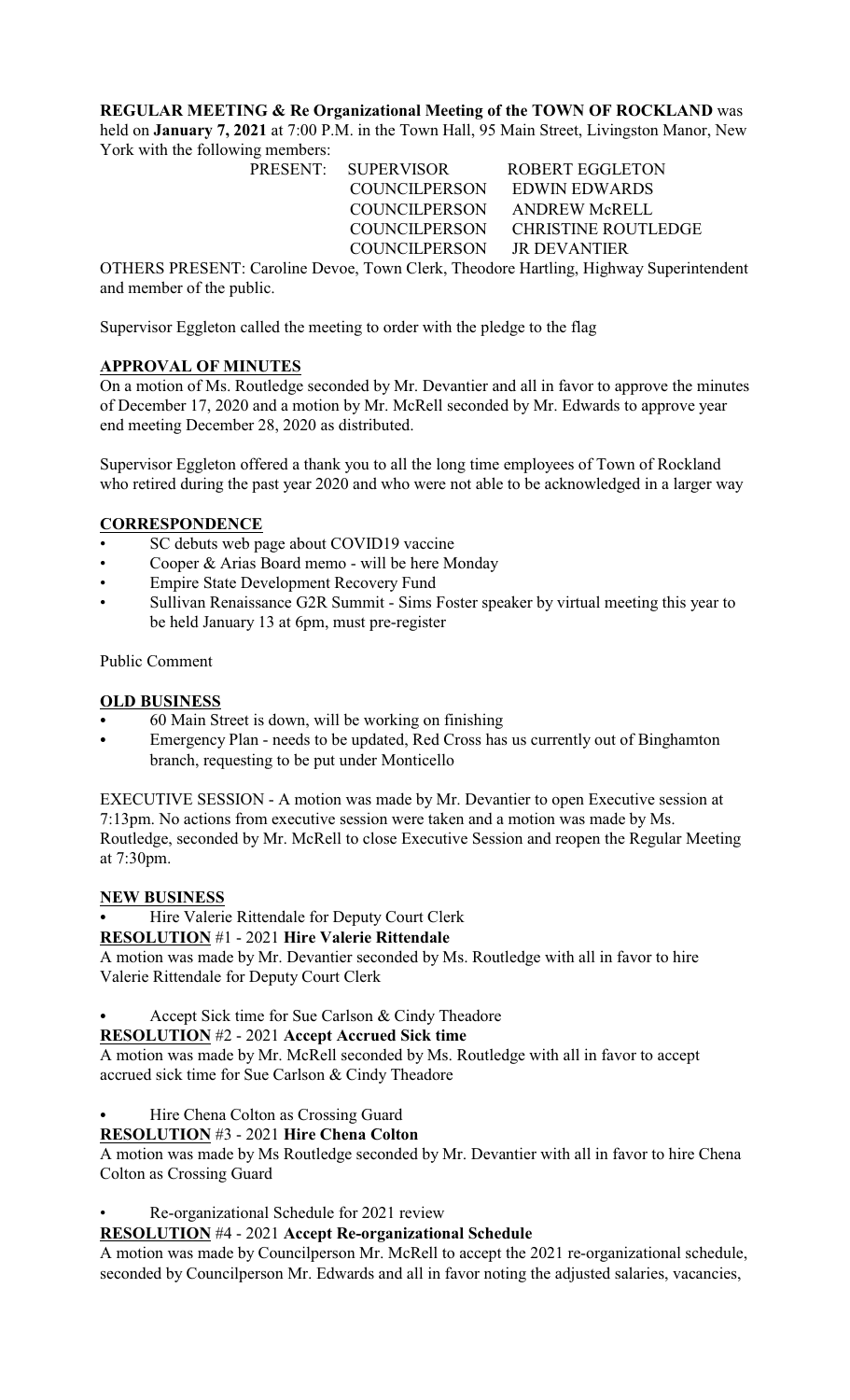**REGULAR MEETING & Re Organizational Meeting of the TOWN OF ROCKLAND** was held on **January 7, 2021** at 7:00 P.M. in the Town Hall, 95 Main Street, Livingston Manor, New York with the following members:

| PRESENT: | SUPERVISOR | ROBERT EGGLETON |
|---|---|---|
| | COUNCILPERSON | EDWIN EDWARDS |
| | COUNCILPERSON | ANDREW McRELL |
| | COUNCILPERSON | CHRISTINE ROUTLEDGE |
| | COUNCILPERSON | JR DEVANTIER |

OTHERS PRESENT: Caroline Devoe, Town Clerk, Theodore Hartling, Highway Superintendent and member of the public.

Supervisor Eggleton called the meeting to order with the pledge to the flag

## APPROVAL OF MINUTES

On a motion of Ms. Routledge seconded by Mr. Devantier and all in favor to approve the minutes of December 17, 2020 and a motion by Mr. McRell seconded by Mr. Edwards to approve year end meeting December 28, 2020 as distributed.

Supervisor Eggleton offered a thank you to all the long time employees of Town of Rockland who retired during the past year 2020 and who were not able to be acknowledged in a larger way

## CORRESPONDENCE

- SC debuts web page about COVID19 vaccine
- Cooper & Arias Board memo - will be here Monday
- Empire State Development Recovery Fund
- Sullivan Renaissance G2R Summit - Sims Foster speaker by virtual meeting this year to be held January 13 at 6pm, must pre-register

Public Comment

## OLD BUSINESS

- 60 Main Street is down, will be working on finishing
- Emergency Plan - needs to be updated, Red Cross has us currently out of Binghamton branch, requesting to be put under Monticello

EXECUTIVE SESSION - A motion was made by Mr. Devantier to open Executive session at 7:13pm. No actions from executive session were taken and a motion was made by Ms. Routledge, seconded by Mr. McRell to close Executive Session and reopen the Regular Meeting at 7:30pm.

## NEW BUSINESS

- Hire Valerie Rittendale for Deputy Court Clerk

**RESOLUTION** #1 - 2021 **Hire Valerie Rittendale**

A motion was made by Mr. Devantier seconded by Ms. Routledge with all in favor to hire Valerie Rittendale for Deputy Court Clerk

- Accept Sick time for Sue Carlson & Cindy Theadore

**RESOLUTION** #2 - 2021 **Accept Accrued Sick time**

A motion was made by Mr. McRell seconded by Ms. Routledge with all in favor to accept accrued sick time for Sue Carlson & Cindy Theadore

- Hire Chena Colton as Crossing Guard

**RESOLUTION** #3 - 2021 **Hire Chena Colton**

A motion was made by Ms Routledge seconded by Mr. Devantier with all in favor to hire Chena Colton as Crossing Guard

- Re-organizational Schedule for 2021 review

**RESOLUTION** #4 - 2021 **Accept Re-organizational Schedule**

A motion was made by Councilperson Mr. McRell to accept the 2021 re-organizational schedule, seconded by Councilperson Mr. Edwards and all in favor noting the adjusted salaries, vacancies,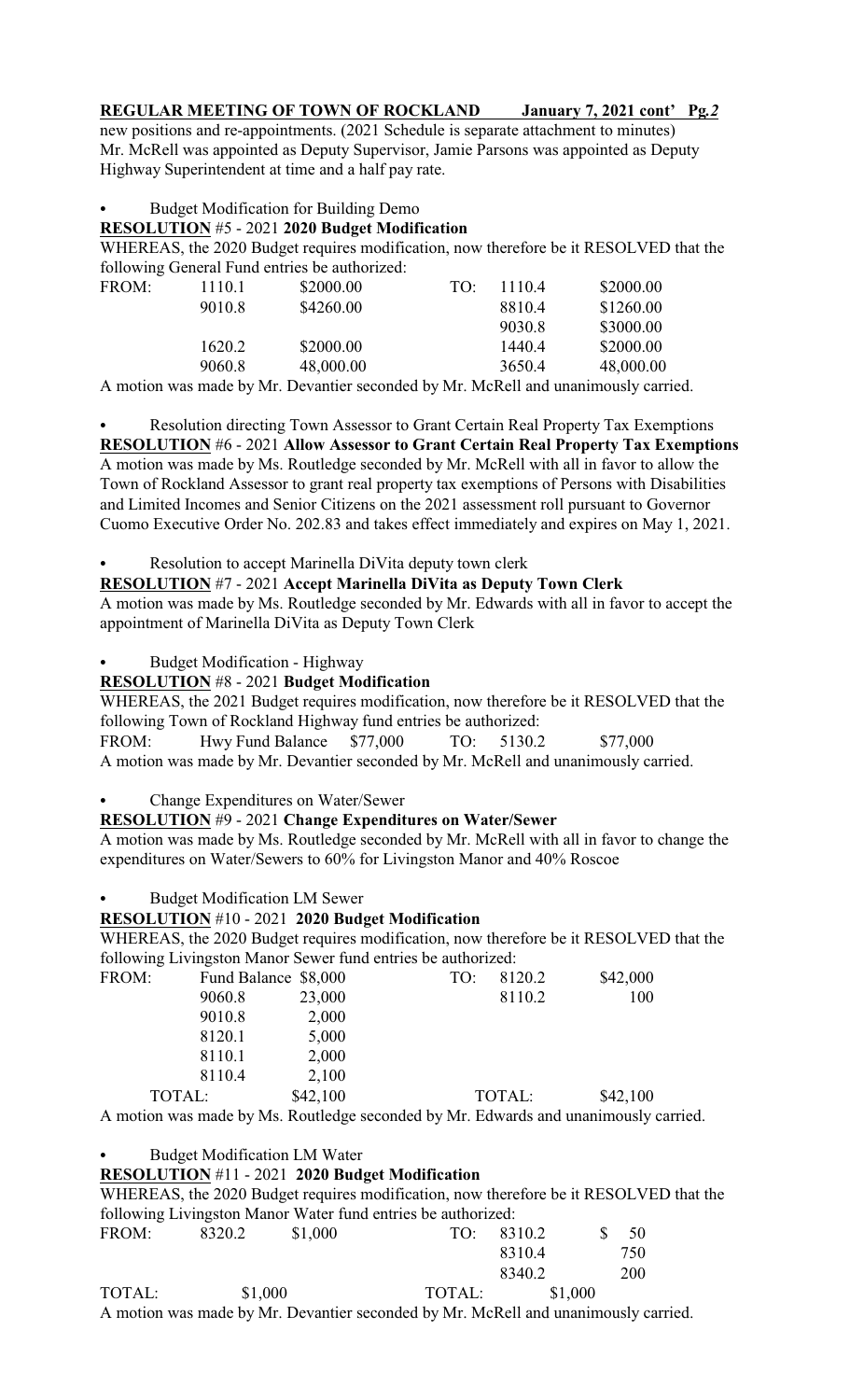new positions and re-appointments. (2021 Schedule is separate attachment to minutes) Mr. McRell was appointed as Deputy Supervisor, Jamie Parsons was appointed as Deputy Highway Superintendent at time and a half pay rate.

- Budget Modification for Building Demo

**RESOLUTION #5 - 2021 2020 Budget Modification**

WHEREAS, the 2020 Budget requires modification, now therefore be it RESOLVED that the following General Fund entries be authorized:

| FROM: | | | TO: | | |
|---|---|---|---|---|---|
| | 1110.1 | \$2000.00 | | 1110.4 | \$2000.00 |
| | 9010.8 | \$4260.00 | | 8810.4 | \$1260.00 |
| | | | | 9030.8 | \$3000.00 |
| | 1620.2 | \$2000.00 | | 1440.4 | \$2000.00 |
| | 9060.8 | 48,000.00 | | 3650.4 | 48,000.00 |

A motion was made by Mr. Devantier seconded by Mr. McRell and unanimously carried.

- Resolution directing Town Assessor to Grant Certain Real Property Tax Exemptions

**RESOLUTION #6 - 2021 Allow Assessor to Grant Certain Real Property Tax Exemptions**

A motion was made by Ms. Routledge seconded by Mr. McRell with all in favor to allow the Town of Rockland Assessor to grant real property tax exemptions of Persons with Disabilities and Limited Incomes and Senior Citizens on the 2021 assessment roll pursuant to Governor Cuomo Executive Order No. 202.83 and takes effect immediately and expires on May 1, 2021.

- Resolution to accept Marinella DiVita deputy town clerk

**RESOLUTION #7 - 2021 Accept Marinella DiVita as Deputy Town Clerk**

A motion was made by Ms. Routledge seconded by Mr. Edwards with all in favor to accept the appointment of Marinella DiVita as Deputy Town Clerk

- Budget Modification - Highway

**RESOLUTION #8 - 2021 Budget Modification**

WHEREAS, the 2021 Budget requires modification, now therefore be it RESOLVED that the following Town of Rockland Highway fund entries be authorized:

FROM: Hwy Fund Balance \$77,000 TO: 5130.2 \$77,000

A motion was made by Mr. Devantier seconded by Mr. McRell and unanimously carried.

- Change Expenditures on Water/Sewer

**RESOLUTION #9 - 2021 Change Expenditures on Water/Sewer**

A motion was made by Ms. Routledge seconded by Mr. McRell with all in favor to change the expenditures on Water/Sewers to 60% for Livingston Manor and 40% Roscoe

- Budget Modification LM Sewer

**RESOLUTION #10 - 2021 2020 Budget Modification**

WHEREAS, the 2020 Budget requires modification, now therefore be it RESOLVED that the following Livingston Manor Sewer fund entries be authorized:

| FROM: | | | TO: | | |
|---|---|---|---|---|---|
| | Fund Balance | \$8,000 | | 8120.2 | \$42,000 |
| | 9060.8 | 23,000 | | 8110.2 | 100 |
| | 9010.8 | 2,000 | | | |
| | 8120.1 | 5,000 | | | |
| | 8110.1 | 2,000 | | | |
| | 8110.4 | 2,100 | | | |
| TOTAL: | | \$42,100 | | TOTAL: | \$42,100 |

A motion was made by Ms. Routledge seconded by Mr. Edwards and unanimously carried.

- Budget Modification LM Water

**RESOLUTION #11 - 2021 2020 Budget Modification**

WHEREAS, the 2020 Budget requires modification, now therefore be it RESOLVED that the following Livingston Manor Water fund entries be authorized:

| FROM: | | | TO: | | |
|---|---|---|---|---|---|
| | 8320.2 | \$1,000 | | 8310.2 | \$ 50 |
| | | | | 8310.4 | 750 |
| | | | | 8340.2 | 200 |
| TOTAL: | | \$1,000 | TOTAL: | | \$1,000 |

A motion was made by Mr. Devantier seconded by Mr. McRell and unanimously carried.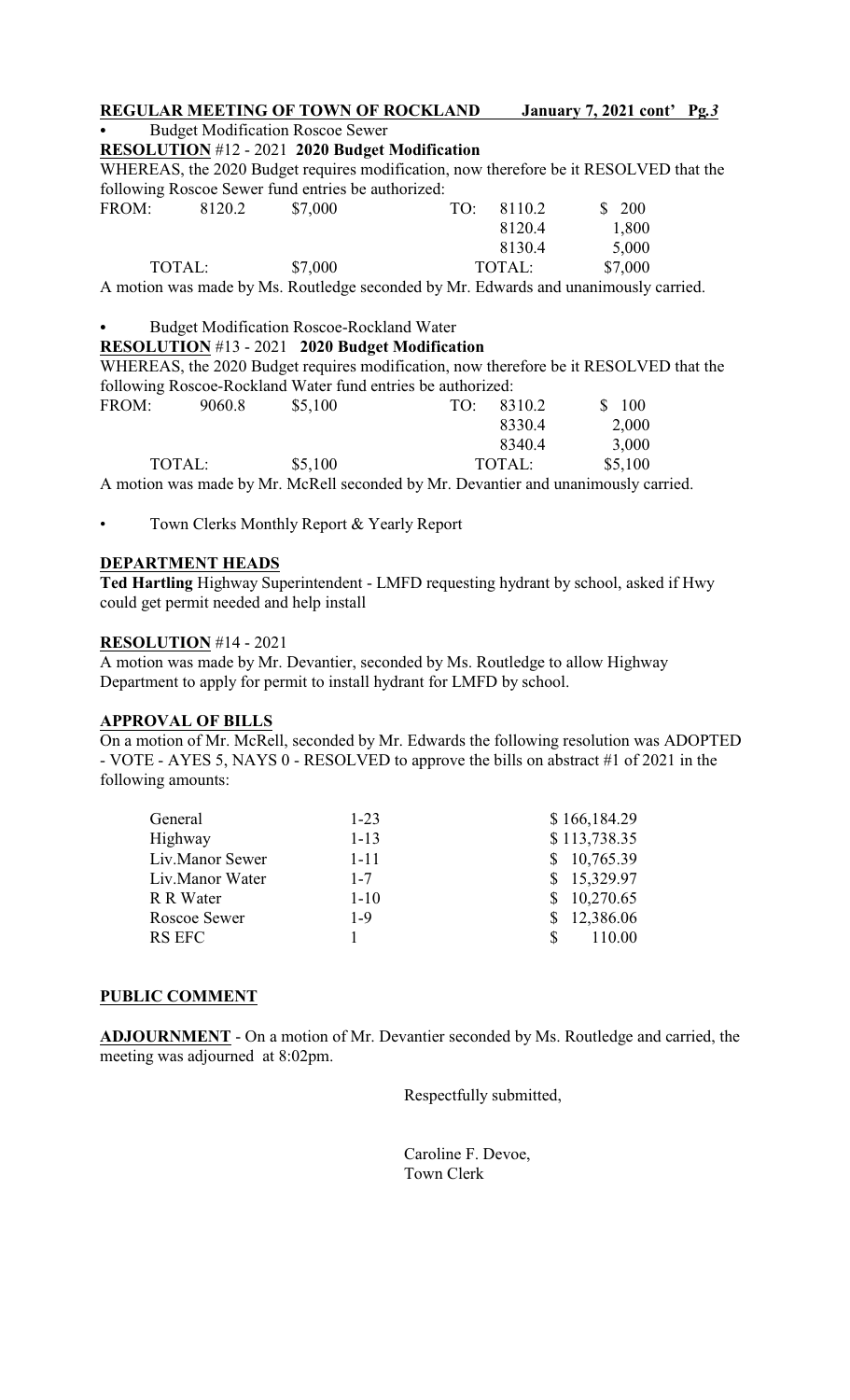**REGULAR MEETING OF TOWN OF ROCKLAND January 7, 2021 cont' Pg.3**

- Budget Modification Roscoe Sewer

**RESOLUTION #12 - 2021 2020 Budget Modification**

WHEREAS, the 2020 Budget requires modification, now therefore be it RESOLVED that the following Roscoe Sewer fund entries be authorized:

| | | | | | |
|---|---|---|---|---|---|
| FROM: | 8120.2 | $7,000 | TO: | 8110.2 | $ 200 |
| | | | | 8120.4 | 1,800 |
| | | | | 8130.4 | 5,000 |
| TOTAL: | | $7,000 | | TOTAL: | $7,000 |

A motion was made by Ms. Routledge seconded by Mr. Edwards and unanimously carried.

- Budget Modification Roscoe-Rockland Water

**RESOLUTION #13 - 2021 2020 Budget Modification**

WHEREAS, the 2020 Budget requires modification, now therefore be it RESOLVED that the following Roscoe-Rockland Water fund entries be authorized:

| | | | | | |
|---|---|---|---|---|---|
| FROM: | 9060.8 | $5,100 | TO: | 8310.2 | $ 100 |
| | | | | 8330.4 | 2,000 |
| | | | | 8340.4 | 3,000 |
| TOTAL: | | $5,100 | | TOTAL: | $5,100 |

A motion was made by Mr. McRell seconded by Mr. Devantier and unanimously carried.

- Town Clerks Monthly Report & Yearly Report

**DEPARTMENT HEADS**

**Ted Hartling** Highway Superintendent - LMFD requesting hydrant by school, asked if Hwy could get permit needed and help install

**RESOLUTION #14 - 2021**

A motion was made by Mr. Devantier, seconded by Ms. Routledge to allow Highway Department to apply for permit to install hydrant for LMFD by school.

**APPROVAL OF BILLS**

On a motion of Mr. McRell, seconded by Mr. Edwards the following resolution was ADOPTED - VOTE - AYES 5, NAYS 0 - RESOLVED to approve the bills on abstract #1 of 2021 in the following amounts:

| | | |
|---|---|---|
| General | 1-23 | $ 166,184.29 |
| Highway | 1-13 | $ 113,738.35 |
| Liv.Manor Sewer | 1-11 | $ 10,765.39 |
| Liv.Manor Water | 1-7 | $ 15,329.97 |
| R R Water | 1-10 | $ 10,270.65 |
| Roscoe Sewer | 1-9 | $ 12,386.06 |
| RS EFC | 1 | $ 110.00 |

**PUBLIC COMMENT**

**ADJOURNMENT** - On a motion of Mr. Devantier seconded by Ms. Routledge and carried, the meeting was adjourned at 8:02pm.

Respectfully submitted,

Caroline F. Devoe,
Town Clerk